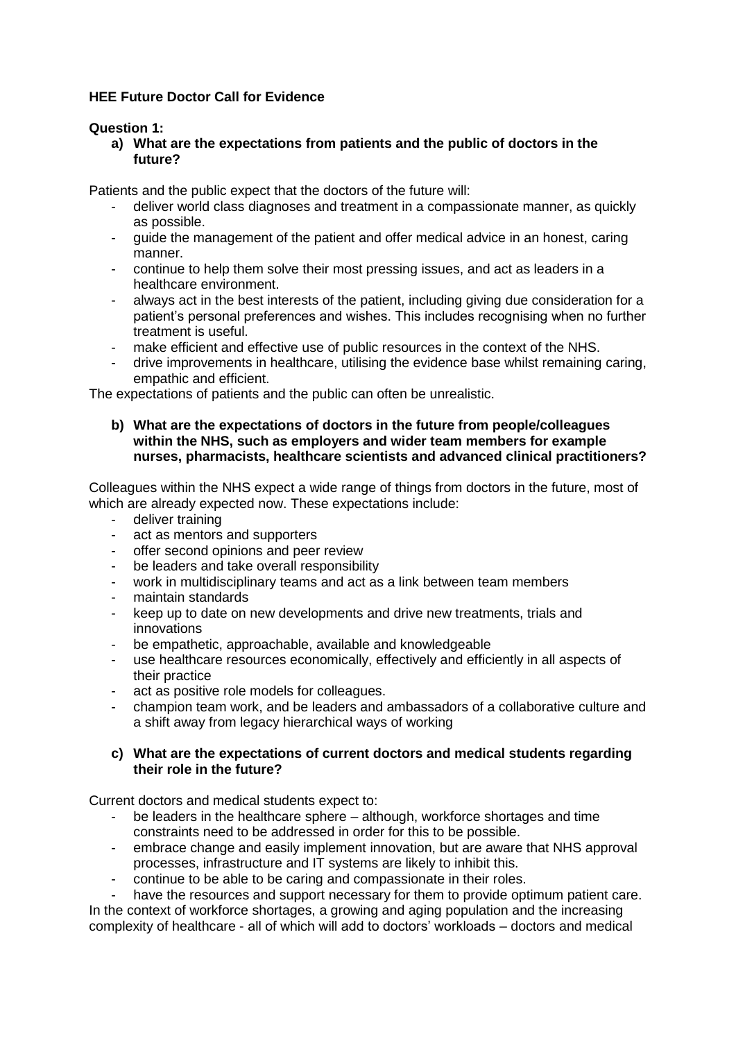**HEE Future Doctor Call for Evidence**

**Question 1:**

a) **What are the expectations from patients and the public of doctors in the future?**

Patients and the public expect that the doctors of the future will:

- deliver world class diagnoses and treatment in a compassionate manner, as quickly as possible.
- guide the management of the patient and offer medical advice in an honest, caring manner.
- continue to help them solve their most pressing issues, and act as leaders in a healthcare environment.
- always act in the best interests of the patient, including giving due consideration for a patient's personal preferences and wishes. This includes recognising when no further treatment is useful.
- make efficient and effective use of public resources in the context of the NHS.
- drive improvements in healthcare, utilising the evidence base whilst remaining caring, empathic and efficient.

The expectations of patients and the public can often be unrealistic.

b) **What are the expectations of doctors in the future from people/colleagues within the NHS, such as employers and wider team members for example nurses, pharmacists, healthcare scientists and advanced clinical practitioners?**

Colleagues within the NHS expect a wide range of things from doctors in the future, most of which are already expected now. These expectations include:

- deliver training
- act as mentors and supporters
- offer second opinions and peer review
- be leaders and take overall responsibility
- work in multidisciplinary teams and act as a link between team members
- maintain standards
- keep up to date on new developments and drive new treatments, trials and innovations
- be empathetic, approachable, available and knowledgeable
- use healthcare resources economically, effectively and efficiently in all aspects of their practice
- act as positive role models for colleagues.
- champion team work, and be leaders and ambassadors of a collaborative culture and a shift away from legacy hierarchical ways of working

c) **What are the expectations of current doctors and medical students regarding their role in the future?**

Current doctors and medical students expect to:

- be leaders in the healthcare sphere – although, workforce shortages and time constraints need to be addressed in order for this to be possible.
- embrace change and easily implement innovation, but are aware that NHS approval processes, infrastructure and IT systems are likely to inhibit this.
- continue to be able to be caring and compassionate in their roles.
- have the resources and support necessary for them to provide optimum patient care.

In the context of workforce shortages, a growing and aging population and the increasing complexity of healthcare - all of which will add to doctors' workloads – doctors and medical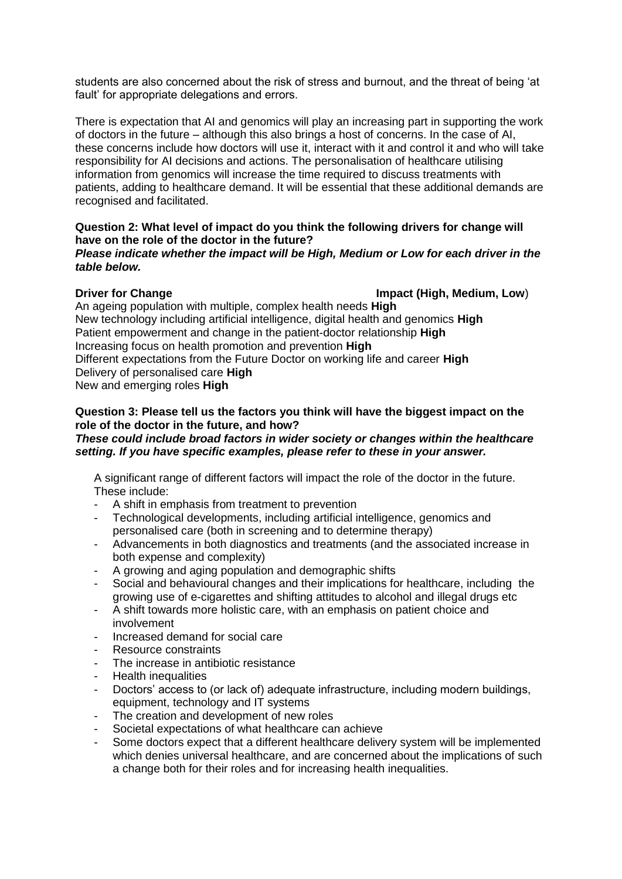students are also concerned about the risk of stress and burnout, and the threat of being 'at fault' for appropriate delegations and errors.

There is expectation that AI and genomics will play an increasing part in supporting the work of doctors in the future – although this also brings a host of concerns. In the case of AI, these concerns include how doctors will use it, interact with it and control it and who will take responsibility for AI decisions and actions. The personalisation of healthcare utilising information from genomics will increase the time required to discuss treatments with patients, adding to healthcare demand. It will be essential that these additional demands are recognised and facilitated.

**Question 2: What level of impact do you think the following drivers for change will have on the role of the doctor in the future?**
***Please indicate whether the impact will be High, Medium or Low for each driver in the table below.***

| **Driver for Change** | **Impact (High, Medium, Low)** |
| --- | --- |
| An ageing population with multiple, complex health needs | **High** |
| New technology including artificial intelligence, digital health and genomics | **High** |
| Patient empowerment and change in the patient-doctor relationship | **High** |
| Increasing focus on health promotion and prevention | **High** |
| Different expectations from the Future Doctor on working life and career | **High** |
| Delivery of personalised care | **High** |
| New and emerging roles | **High** |

**Question 3: Please tell us the factors you think will have the biggest impact on the role of the doctor in the future, and how?**
***These could include broad factors in wider society or changes within the healthcare setting. If you have specific examples, please refer to these in your answer.***

A significant range of different factors will impact the role of the doctor in the future. These include:

- A shift in emphasis from treatment to prevention
- Technological developments, including artificial intelligence, genomics and personalised care (both in screening and to determine therapy)
- Advancements in both diagnostics and treatments (and the associated increase in both expense and complexity)
- A growing and aging population and demographic shifts
- Social and behavioural changes and their implications for healthcare, including the growing use of e-cigarettes and shifting attitudes to alcohol and illegal drugs etc
- A shift towards more holistic care, with an emphasis on patient choice and involvement
- Increased demand for social care
- Resource constraints
- The increase in antibiotic resistance
- Health inequalities
- Doctors' access to (or lack of) adequate infrastructure, including modern buildings, equipment, technology and IT systems
- The creation and development of new roles
- Societal expectations of what healthcare can achieve
- Some doctors expect that a different healthcare delivery system will be implemented which denies universal healthcare, and are concerned about the implications of such a change both for their roles and for increasing health inequalities.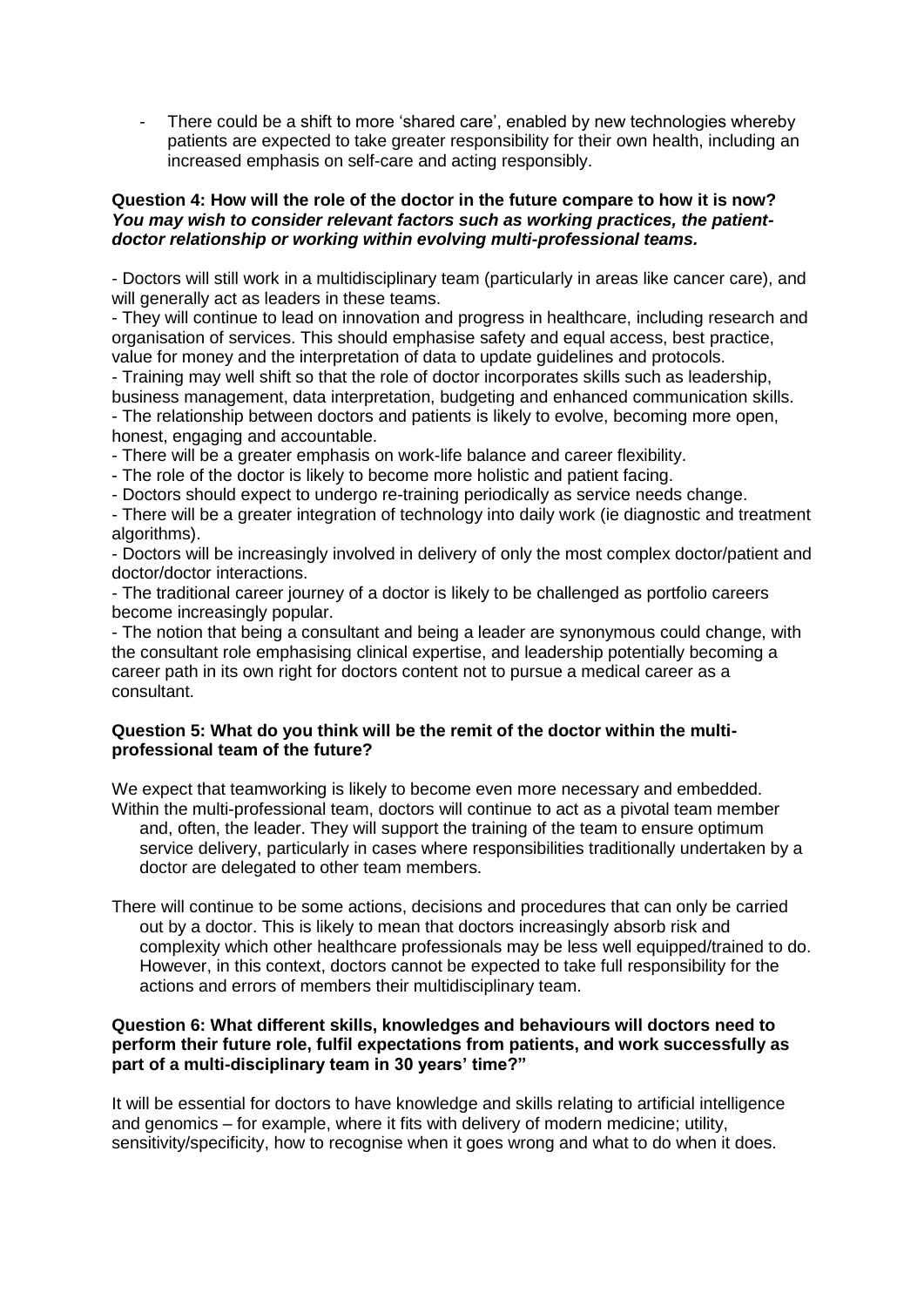- There could be a shift to more 'shared care', enabled by new technologies whereby patients are expected to take greater responsibility for their own health, including an increased emphasis on self-care and acting responsibly.

**Question 4: How will the role of the doctor in the future compare to how it is now?** ***You may wish to consider relevant factors such as working practices, the patient-doctor relationship or working within evolving multi-professional teams.***

- Doctors will still work in a multidisciplinary team (particularly in areas like cancer care), and will generally act as leaders in these teams.
- They will continue to lead on innovation and progress in healthcare, including research and organisation of services. This should emphasise safety and equal access, best practice, value for money and the interpretation of data to update guidelines and protocols.
- Training may well shift so that the role of doctor incorporates skills such as leadership, business management, data interpretation, budgeting and enhanced communication skills.
- The relationship between doctors and patients is likely to evolve, becoming more open, honest, engaging and accountable.
- There will be a greater emphasis on work-life balance and career flexibility.
- The role of the doctor is likely to become more holistic and patient facing.
- Doctors should expect to undergo re-training periodically as service needs change.
- There will be a greater integration of technology into daily work (ie diagnostic and treatment algorithms).
- Doctors will be increasingly involved in delivery of only the most complex doctor/patient and doctor/doctor interactions.
- The traditional career journey of a doctor is likely to be challenged as portfolio careers become increasingly popular.
- The notion that being a consultant and being a leader are synonymous could change, with the consultant role emphasising clinical expertise, and leadership potentially becoming a career path in its own right for doctors content not to pursue a medical career as a consultant.

**Question 5: What do you think will be the remit of the doctor within the multi-professional team of the future?**

We expect that teamworking is likely to become even more necessary and embedded. Within the multi-professional team, doctors will continue to act as a pivotal team member and, often, the leader. They will support the training of the team to ensure optimum service delivery, particularly in cases where responsibilities traditionally undertaken by a doctor are delegated to other team members.

There will continue to be some actions, decisions and procedures that can only be carried out by a doctor. This is likely to mean that doctors increasingly absorb risk and complexity which other healthcare professionals may be less well equipped/trained to do. However, in this context, doctors cannot be expected to take full responsibility for the actions and errors of members their multidisciplinary team.

**Question 6: What different skills, knowledges and behaviours will doctors need to perform their future role, fulfil expectations from patients, and work successfully as part of a multi-disciplinary team in 30 years' time?"**

It will be essential for doctors to have knowledge and skills relating to artificial intelligence and genomics – for example, where it fits with delivery of modern medicine; utility, sensitivity/specificity, how to recognise when it goes wrong and what to do when it does.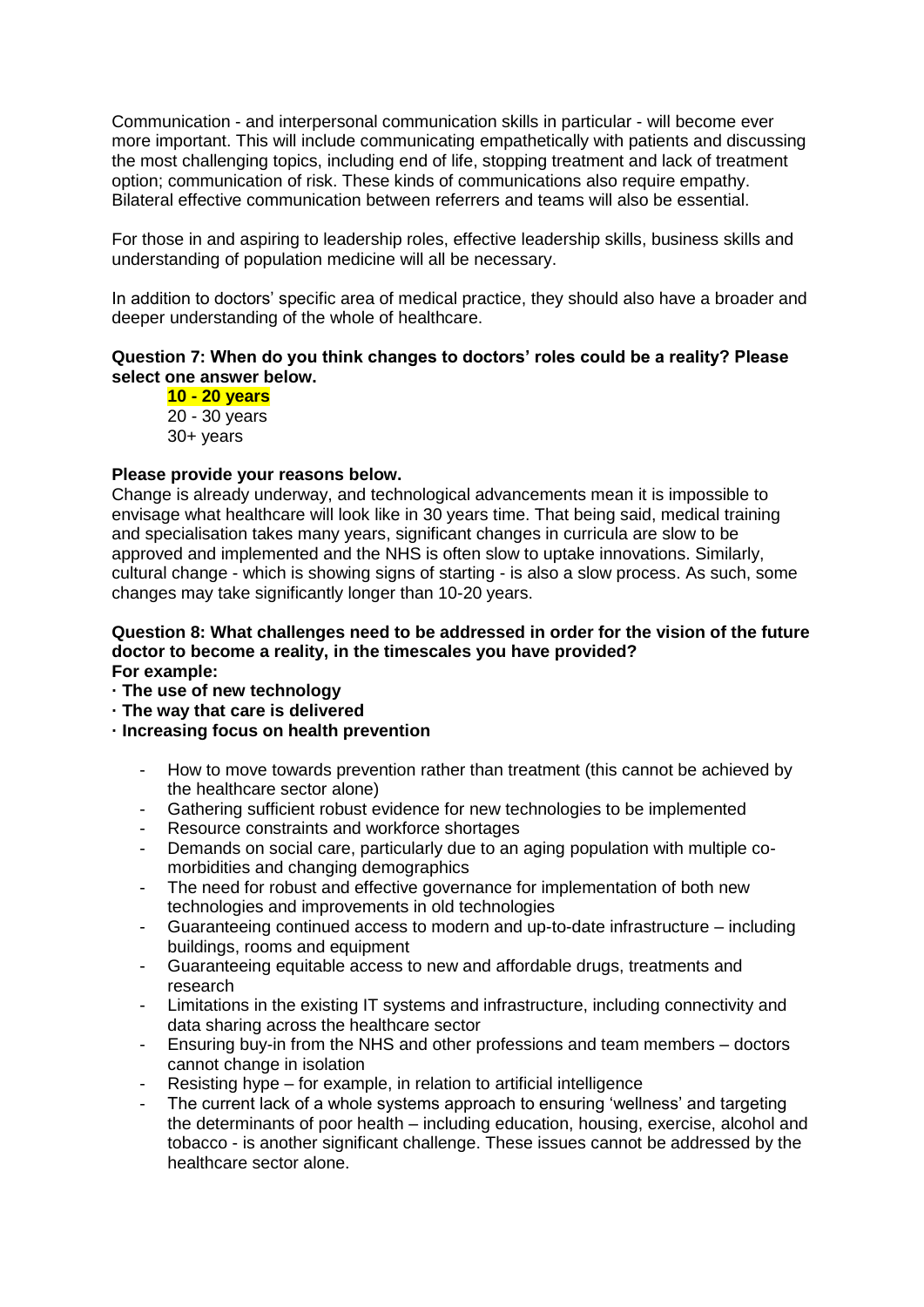Communication - and interpersonal communication skills in particular - will become ever more important. This will include communicating empathetically with patients and discussing the most challenging topics, including end of life, stopping treatment and lack of treatment option; communication of risk. These kinds of communications also require empathy. Bilateral effective communication between referrers and teams will also be essential.

For those in and aspiring to leadership roles, effective leadership skills, business skills and understanding of population medicine will all be necessary.

In addition to doctors' specific area of medical practice, they should also have a broader and deeper understanding of the whole of healthcare.

**Question 7: When do you think changes to doctors' roles could be a reality? Please select one answer below.**

**10 - 20 years**
20 - 30 years
30+ years

**Please provide your reasons below.**

Change is already underway, and technological advancements mean it is impossible to envisage what healthcare will look like in 30 years time. That being said, medical training and specialisation takes many years, significant changes in curricula are slow to be approved and implemented and the NHS is often slow to uptake innovations. Similarly, cultural change - which is showing signs of starting - is also a slow process. As such, some changes may take significantly longer than 10-20 years.

**Question 8: What challenges need to be addressed in order for the vision of the future doctor to become a reality, in the timescales you have provided?**
**For example:**
**· The use of new technology**
**· The way that care is delivered**
**· Increasing focus on health prevention**

- How to move towards prevention rather than treatment (this cannot be achieved by the healthcare sector alone)
- Gathering sufficient robust evidence for new technologies to be implemented
- Resource constraints and workforce shortages
- Demands on social care, particularly due to an aging population with multiple co-morbidities and changing demographics
- The need for robust and effective governance for implementation of both new technologies and improvements in old technologies
- Guaranteeing continued access to modern and up-to-date infrastructure – including buildings, rooms and equipment
- Guaranteeing equitable access to new and affordable drugs, treatments and research
- Limitations in the existing IT systems and infrastructure, including connectivity and data sharing across the healthcare sector
- Ensuring buy-in from the NHS and other professions and team members – doctors cannot change in isolation
- Resisting hype – for example, in relation to artificial intelligence
- The current lack of a whole systems approach to ensuring 'wellness' and targeting the determinants of poor health – including education, housing, exercise, alcohol and tobacco - is another significant challenge. These issues cannot be addressed by the healthcare sector alone.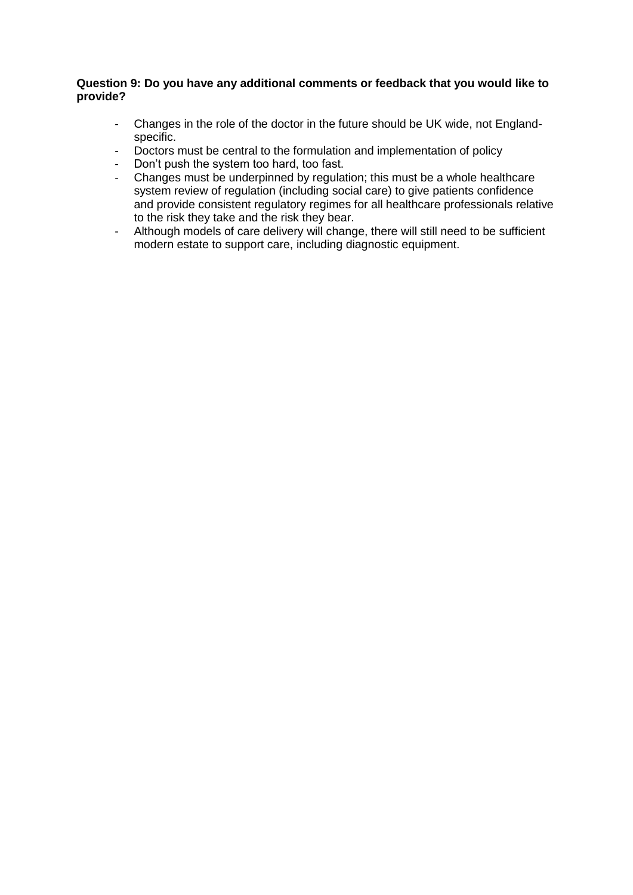**Question 9: Do you have any additional comments or feedback that you would like to provide?**

- Changes in the role of the doctor in the future should be UK wide, not England-specific.
- Doctors must be central to the formulation and implementation of policy
- Don't push the system too hard, too fast.
- Changes must be underpinned by regulation; this must be a whole healthcare system review of regulation (including social care) to give patients confidence and provide consistent regulatory regimes for all healthcare professionals relative to the risk they take and the risk they bear.
- Although models of care delivery will change, there will still need to be sufficient modern estate to support care, including diagnostic equipment.